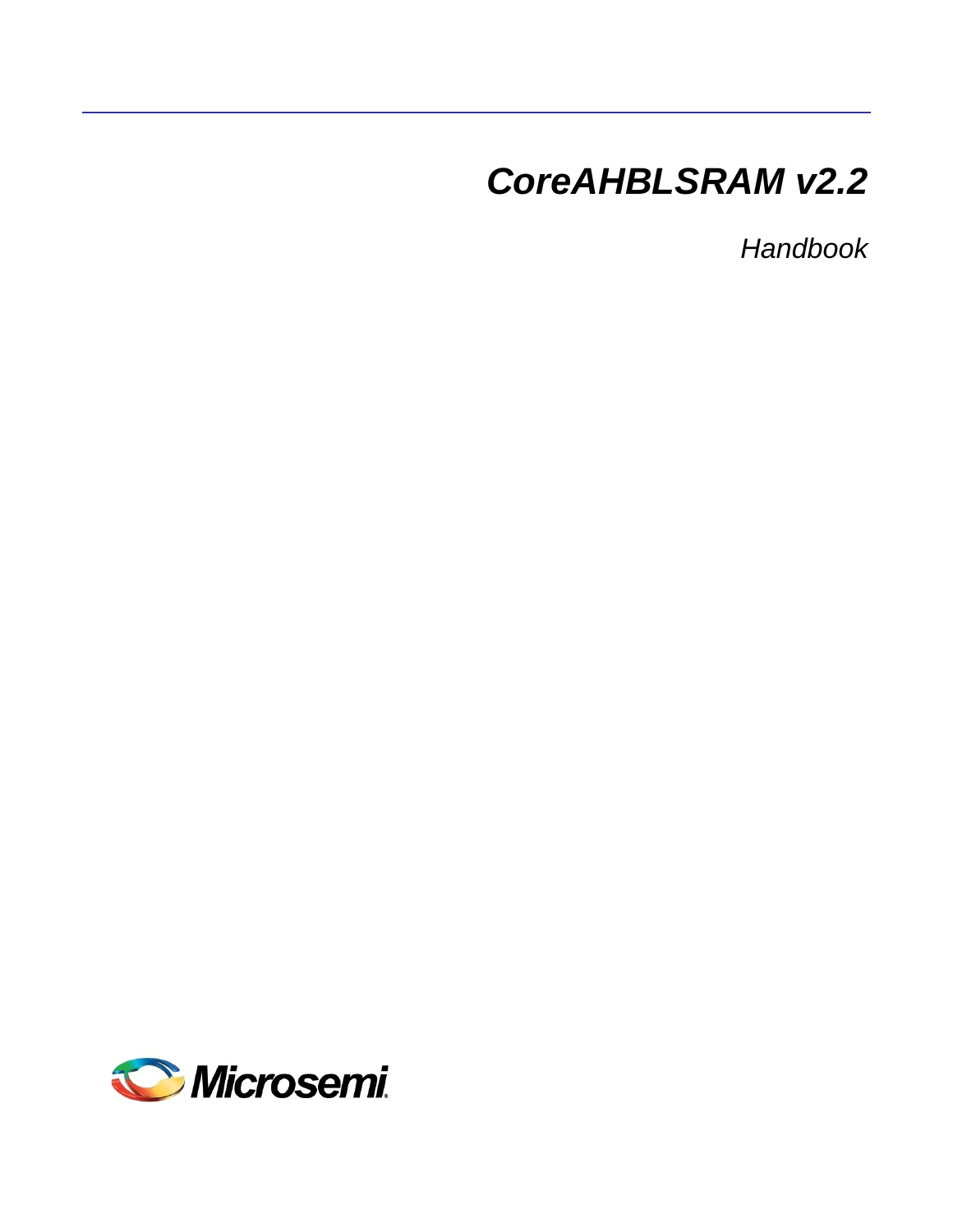# CoreAHBLSRAM v2.2

*Handbook*

Microsemi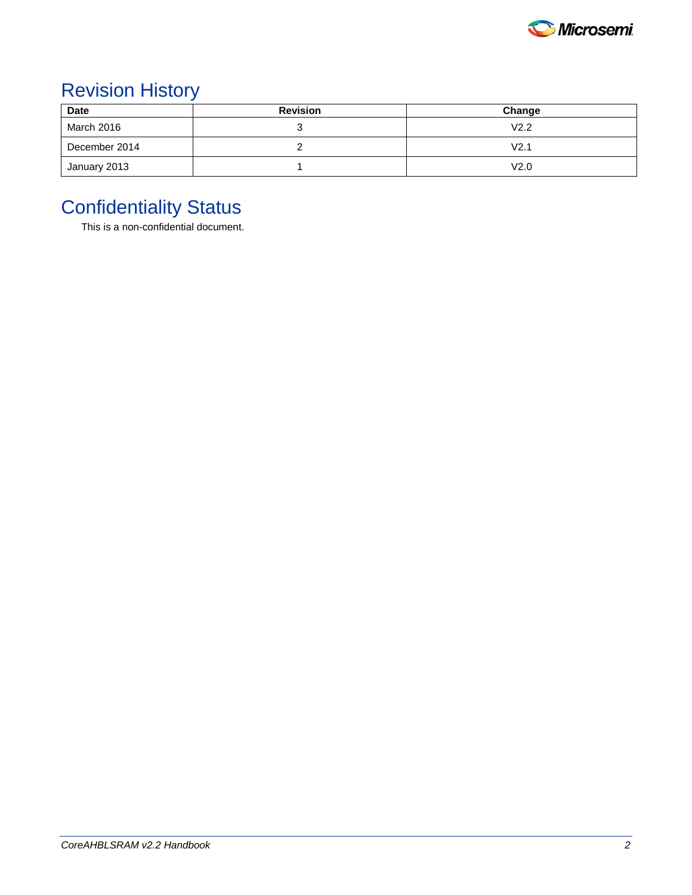# Revision History

| Date | Revision | Change |
|---|---|---|
| March 2016 | 3 | V2.2 |
| December 2014 | 2 | V2.1 |
| January 2013 | 1 | V2.0 |

# Confidentiality Status

This is a non-confidential document.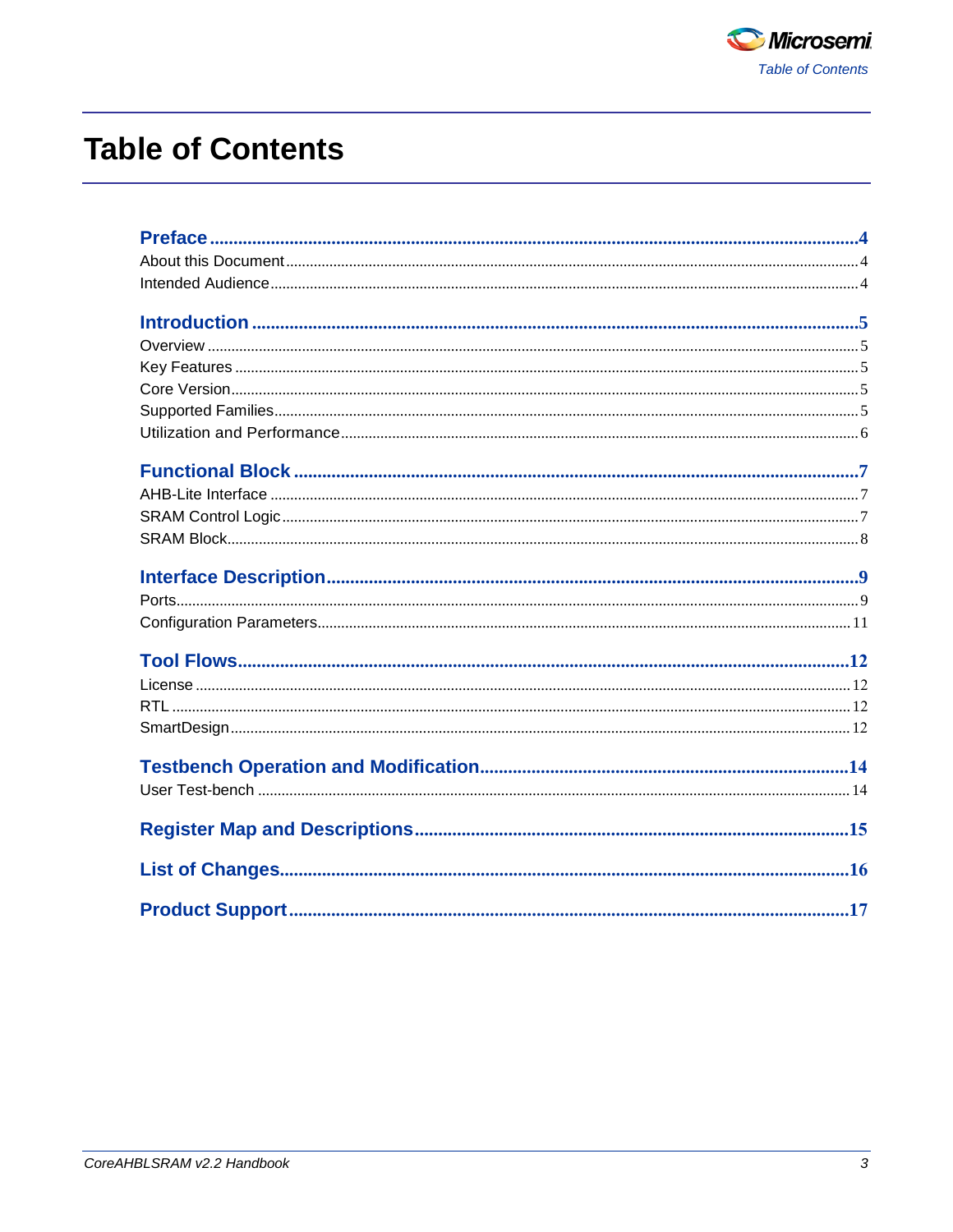# Table of Contents

**Preface** ..... 4
- About this Document ..... 4
- Intended Audience ..... 4

**Introduction** ..... 5
- Overview ..... 5
- Key Features ..... 5
- Core Version ..... 5
- Supported Families ..... 5
- Utilization and Performance ..... 6

**Functional Block** ..... 7
- AHB-Lite Interface ..... 7
- SRAM Control Logic ..... 7
- SRAM Block ..... 8

**Interface Description** ..... 9
- Ports ..... 9
- Configuration Parameters ..... 11

**Tool Flows** ..... 12
- License ..... 12
- RTL ..... 12
- SmartDesign ..... 12

**Testbench Operation and Modification** ..... 14
- User Test-bench ..... 14

**Register Map and Descriptions** ..... 15

**List of Changes** ..... 16

**Product Support** ..... 17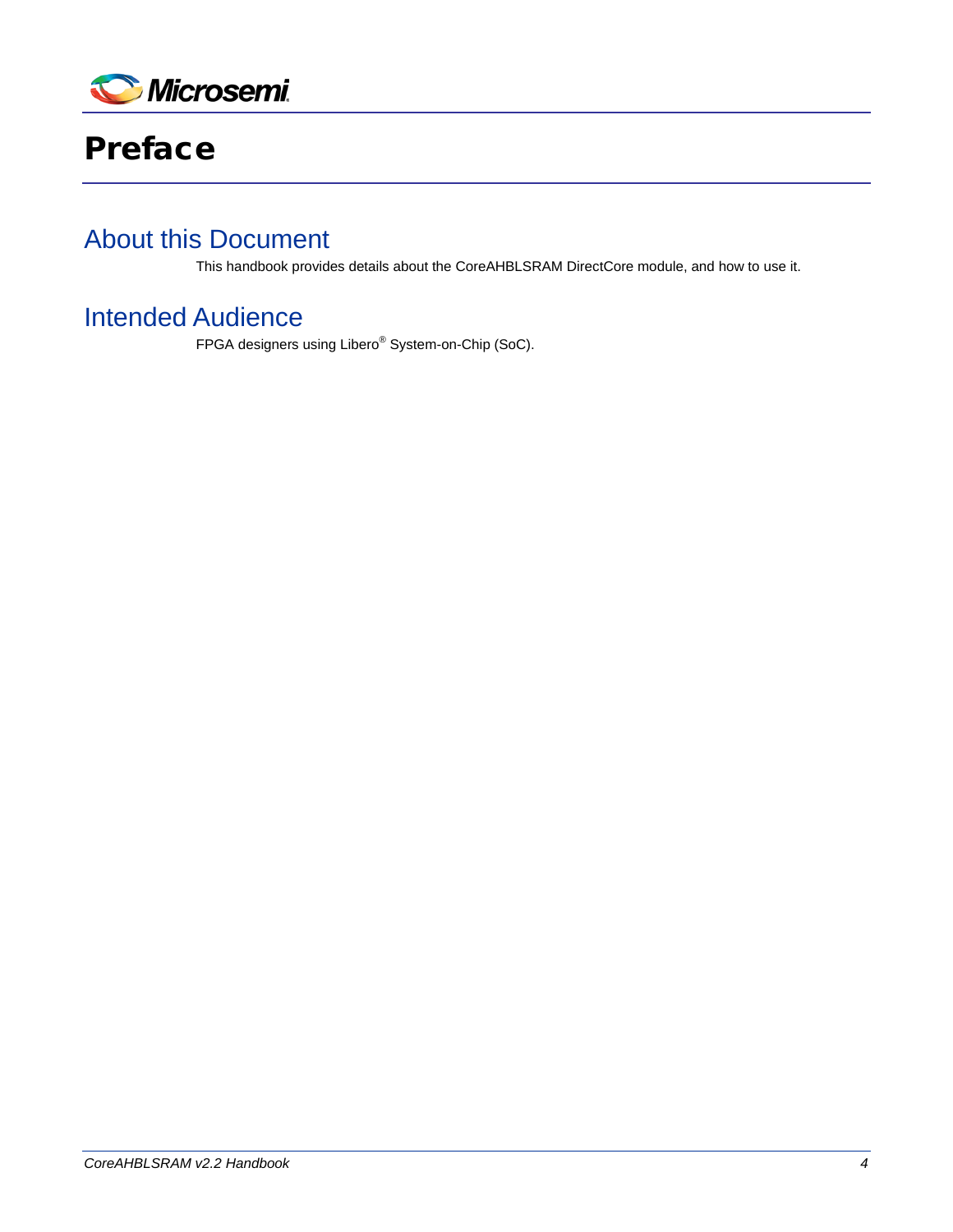# Preface

## About this Document

This handbook provides details about the CoreAHBLSRAM DirectCore module, and how to use it.

## Intended Audience

FPGA designers using Libero® System-on-Chip (SoC).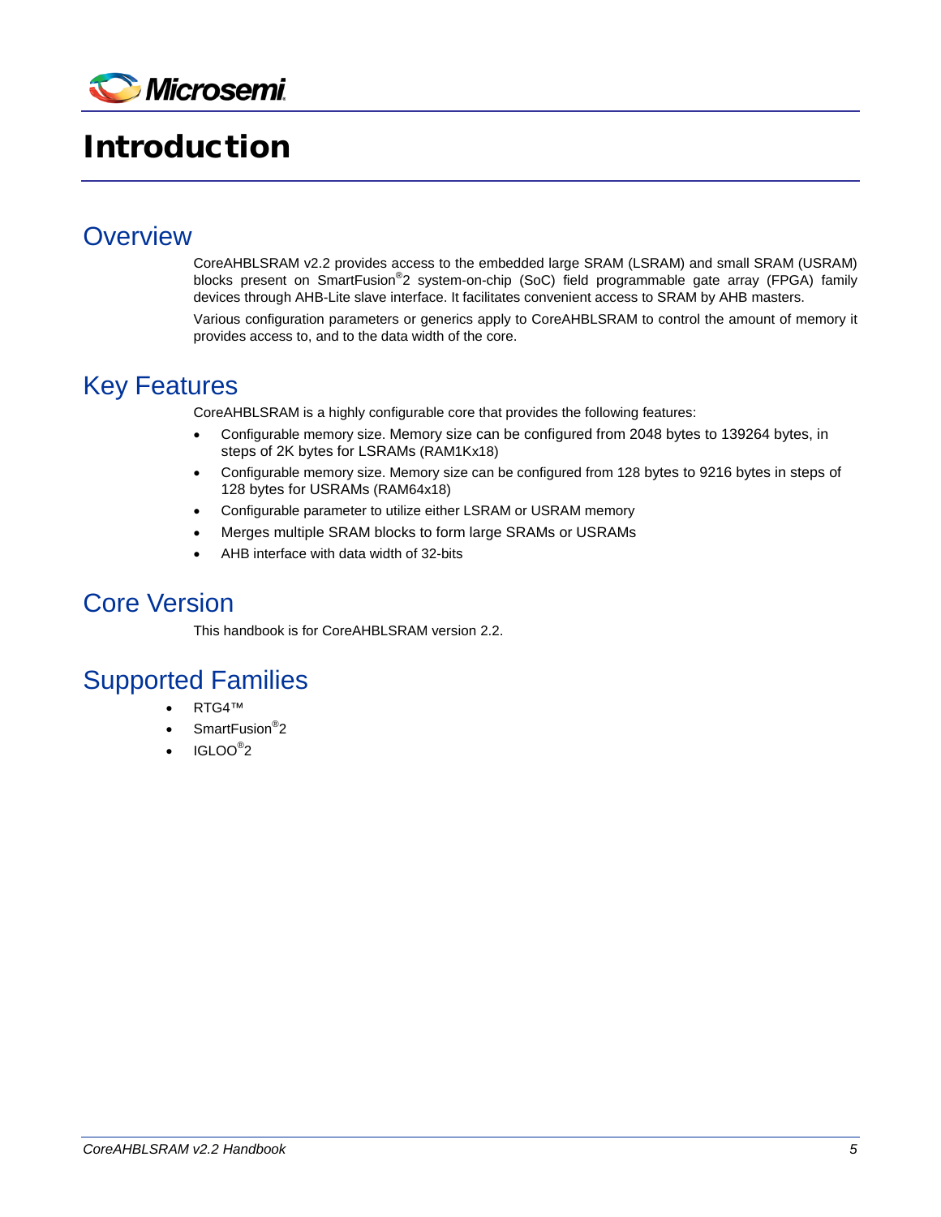# Introduction

## Overview

CoreAHBLSRAM v2.2 provides access to the embedded large SRAM (LSRAM) and small SRAM (USRAM) blocks present on SmartFusion®2 system-on-chip (SoC) field programmable gate array (FPGA) family devices through AHB-Lite slave interface. It facilitates convenient access to SRAM by AHB masters.

Various configuration parameters or generics apply to CoreAHBLSRAM to control the amount of memory it provides access to, and to the data width of the core.

## Key Features

CoreAHBLSRAM is a highly configurable core that provides the following features:

- Configurable memory size. Memory size can be configured from 2048 bytes to 139264 bytes, in steps of 2K bytes for LSRAMs (RAM1Kx18)
- Configurable memory size. Memory size can be configured from 128 bytes to 9216 bytes in steps of 128 bytes for USRAMs (RAM64x18)
- Configurable parameter to utilize either LSRAM or USRAM memory
- Merges multiple SRAM blocks to form large SRAMs or USRAMs
- AHB interface with data width of 32-bits

## Core Version

This handbook is for CoreAHBLSRAM version 2.2.

## Supported Families

- RTG4™
- SmartFusion®2
- IGLOO®2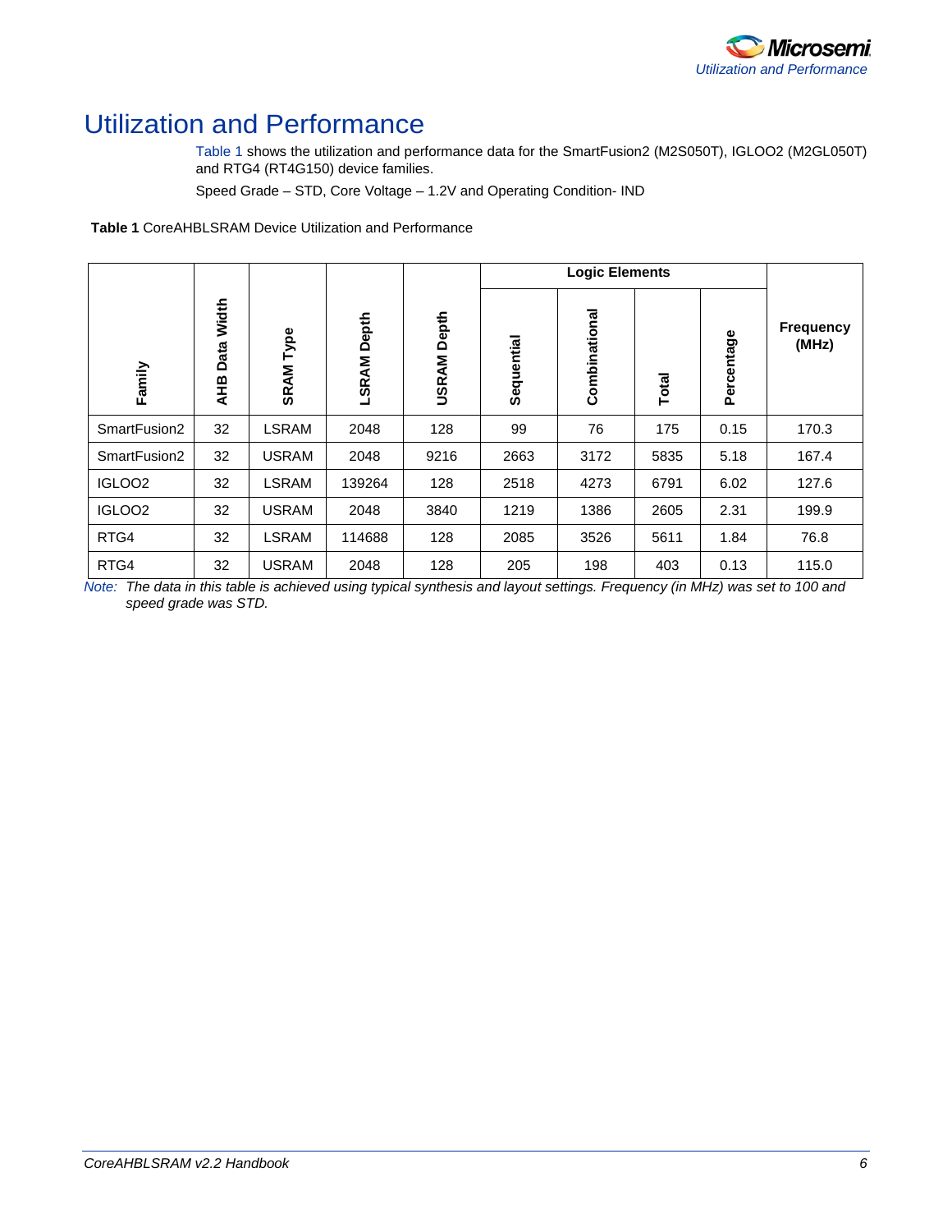# Utilization and Performance

Table 1 shows the utilization and performance data for the SmartFusion2 (M2S050T), IGLOO2 (M2GL050T) and RTG4 (RT4G150) device families.

Speed Grade – STD, Core Voltage – 1.2V and Operating Condition- IND

**Table 1** CoreAHBLSRAM Device Utilization and Performance

| Family | AHB Data Width | SRAM Type | LSRAM Depth | USRAM Depth | Logic Elements | | | | Frequency (MHz) |
|---|---|---|---|---|---|---|---|---|---|
| | | | | | Sequential | Combinational | Total | Percentage | |
| SmartFusion2 | 32 | LSRAM | 2048 | 128 | 99 | 76 | 175 | 0.15 | 170.3 |
| SmartFusion2 | 32 | USRAM | 2048 | 9216 | 2663 | 3172 | 5835 | 5.18 | 167.4 |
| IGLOO2 | 32 | LSRAM | 139264 | 128 | 2518 | 4273 | 6791 | 6.02 | 127.6 |
| IGLOO2 | 32 | USRAM | 2048 | 3840 | 1219 | 1386 | 2605 | 2.31 | 199.9 |
| RTG4 | 32 | LSRAM | 114688 | 128 | 2085 | 3526 | 5611 | 1.84 | 76.8 |
| RTG4 | 32 | USRAM | 2048 | 128 | 205 | 198 | 403 | 0.13 | 115.0 |

*Note: The data in this table is achieved using typical synthesis and layout settings. Frequency (in MHz) was set to 100 and speed grade was STD.*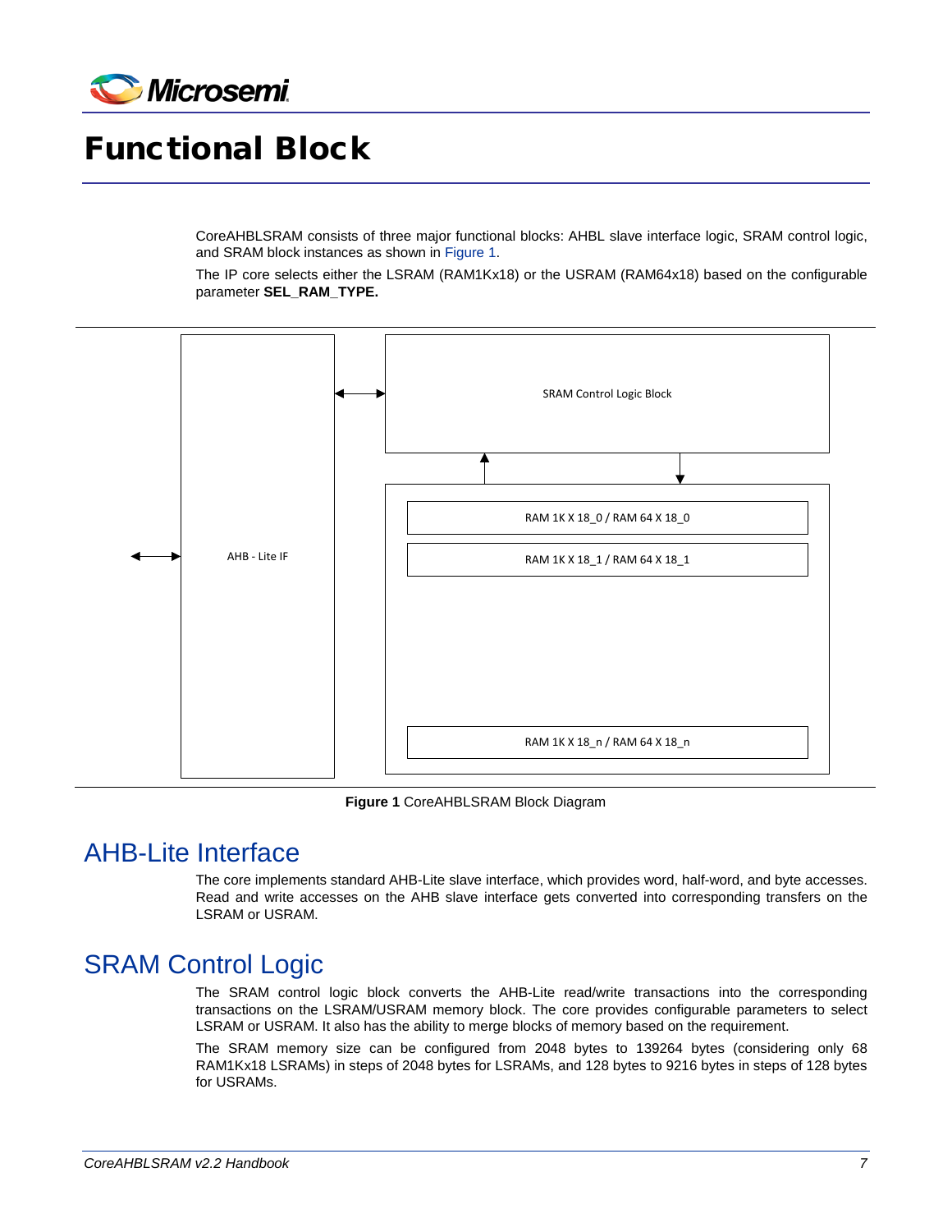# Functional Block

CoreAHBLSRAM consists of three major functional blocks: AHBL slave interface logic, SRAM control logic, and SRAM block instances as shown in Figure 1.

The IP core selects either the LSRAM (RAM1Kx18) or the USRAM (RAM64x18) based on the configurable parameter **SEL_RAM_TYPE.**

AHB - Lite IF

SRAM Control Logic Block

RAM 1K X 18_0 / RAM 64 X 18_0

RAM 1K X 18_1 / RAM 64 X 18_1

RAM 1K X 18_n / RAM 64 X 18_n

**Figure 1** CoreAHBLSRAM Block Diagram

## AHB-Lite Interface

The core implements standard AHB-Lite slave interface, which provides word, half-word, and byte accesses. Read and write accesses on the AHB slave interface gets converted into corresponding transfers on the LSRAM or USRAM.

## SRAM Control Logic

The SRAM control logic block converts the AHB-Lite read/write transactions into the corresponding transactions on the LSRAM/USRAM memory block. The core provides configurable parameters to select LSRAM or USRAM. It also has the ability to merge blocks of memory based on the requirement.

The SRAM memory size can be configured from 2048 bytes to 139264 bytes (considering only 68 RAM1Kx18 LSRAMs) in steps of 2048 bytes for LSRAMs, and 128 bytes to 9216 bytes in steps of 128 bytes for USRAMs.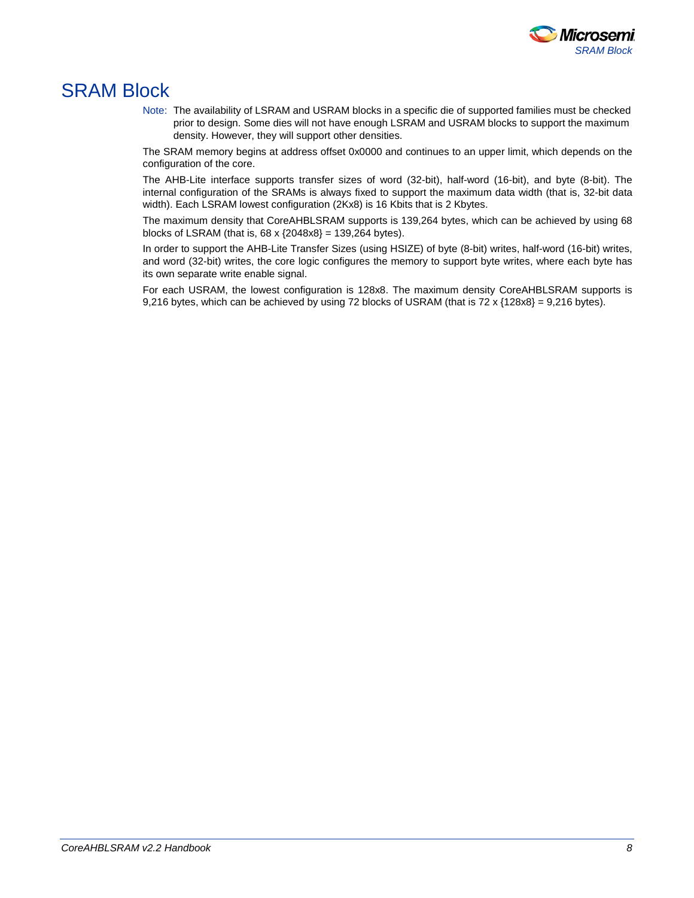# SRAM Block

Note: The availability of LSRAM and USRAM blocks in a specific die of supported families must be checked prior to design. Some dies will not have enough LSRAM and USRAM blocks to support the maximum density. However, they will support other densities.

The SRAM memory begins at address offset 0x0000 and continues to an upper limit, which depends on the configuration of the core.

The AHB-Lite interface supports transfer sizes of word (32-bit), half-word (16-bit), and byte (8-bit). The internal configuration of the SRAMs is always fixed to support the maximum data width (that is, 32-bit data width). Each LSRAM lowest configuration (2Kx8) is 16 Kbits that is 2 Kbytes.

The maximum density that CoreAHBLSRAM supports is 139,264 bytes, which can be achieved by using 68 blocks of LSRAM (that is, 68 x {2048x8} = 139,264 bytes).

In order to support the AHB-Lite Transfer Sizes (using HSIZE) of byte (8-bit) writes, half-word (16-bit) writes, and word (32-bit) writes, the core logic configures the memory to support byte writes, where each byte has its own separate write enable signal.

For each USRAM, the lowest configuration is 128x8. The maximum density CoreAHBLSRAM supports is 9,216 bytes, which can be achieved by using 72 blocks of USRAM (that is 72 x {128x8} = 9,216 bytes).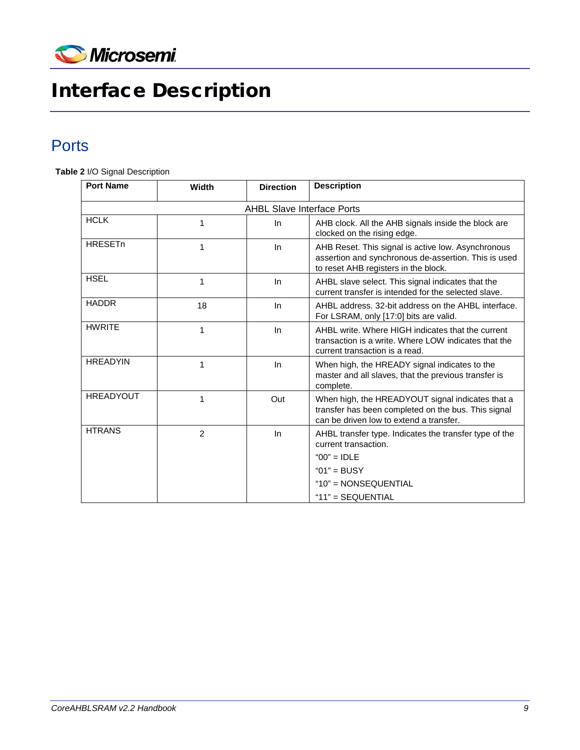# Interface Description

## Ports

**Table 2** I/O Signal Description

| Port Name | Width | Direction | Description |
|---|---|---|---|
| AHBL Slave Interface Ports | | | |
| HCLK | 1 | In | AHB clock. All the AHB signals inside the block are clocked on the rising edge. |
| HRESETn | 1 | In | AHB Reset. This signal is active low. Asynchronous assertion and synchronous de-assertion. This is used to reset AHB registers in the block. |
| HSEL | 1 | In | AHBL slave select. This signal indicates that the current transfer is intended for the selected slave. |
| HADDR | 18 | In | AHBL address. 32-bit address on the AHBL interface. For LSRAM, only [17:0] bits are valid. |
| HWRITE | 1 | In | AHBL write. Where HIGH indicates that the current transaction is a write. Where LOW indicates that the current transaction is a read. |
| HREADYIN | 1 | In | When high, the HREADY signal indicates to the master and all slaves, that the previous transfer is complete. |
| HREADYOUT | 1 | Out | When high, the HREADYOUT signal indicates that a transfer has been completed on the bus. This signal can be driven low to extend a transfer. |
| HTRANS | 2 | In | AHBL transfer type. Indicates the transfer type of the current transaction.<br>"00" = IDLE<br>"01" = BUSY<br>"10" = NONSEQUENTIAL<br>"11" = SEQUENTIAL |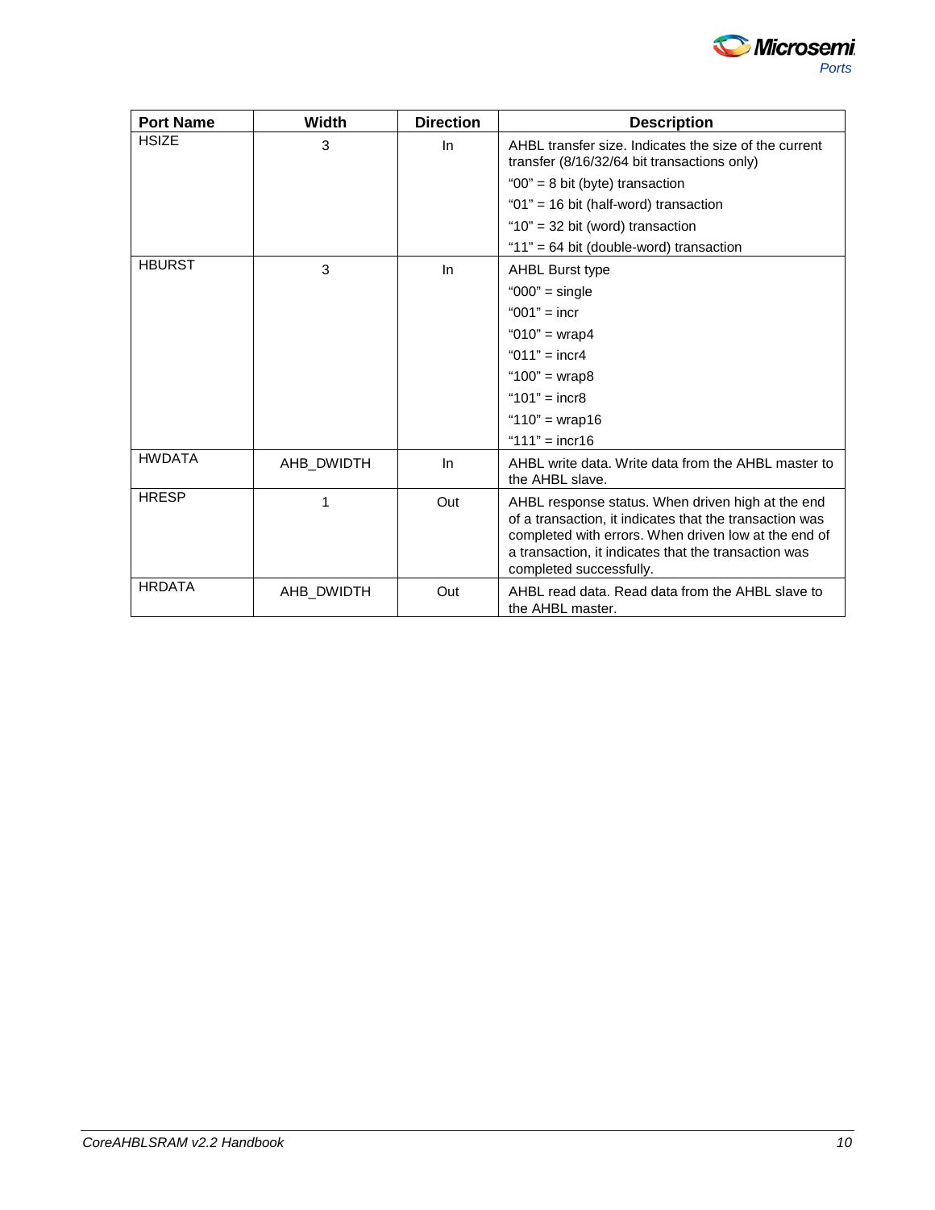| Port Name | Width | Direction | Description |
|---|---|---|---|
| HSIZE | 3 | In | AHBL transfer size. Indicates the size of the current transfer (8/16/32/64 bit transactions only)<br>"00" = 8 bit (byte) transaction<br>"01" = 16 bit (half-word) transaction<br>"10" = 32 bit (word) transaction<br>"11" = 64 bit (double-word) transaction |
| HBURST | 3 | In | AHBL Burst type<br>"000" = single<br>"001" = incr<br>"010" = wrap4<br>"011" = incr4<br>"100" = wrap8<br>"101" = incr8<br>"110" = wrap16<br>"111" = incr16 |
| HWDATA | AHB_DWIDTH | In | AHBL write data. Write data from the AHBL master to the AHBL slave. |
| HRESP | 1 | Out | AHBL response status. When driven high at the end of a transaction, it indicates that the transaction was completed with errors. When driven low at the end of a transaction, it indicates that the transaction was completed successfully. |
| HRDATA | AHB_DWIDTH | Out | AHBL read data. Read data from the AHBL slave to the AHBL master. |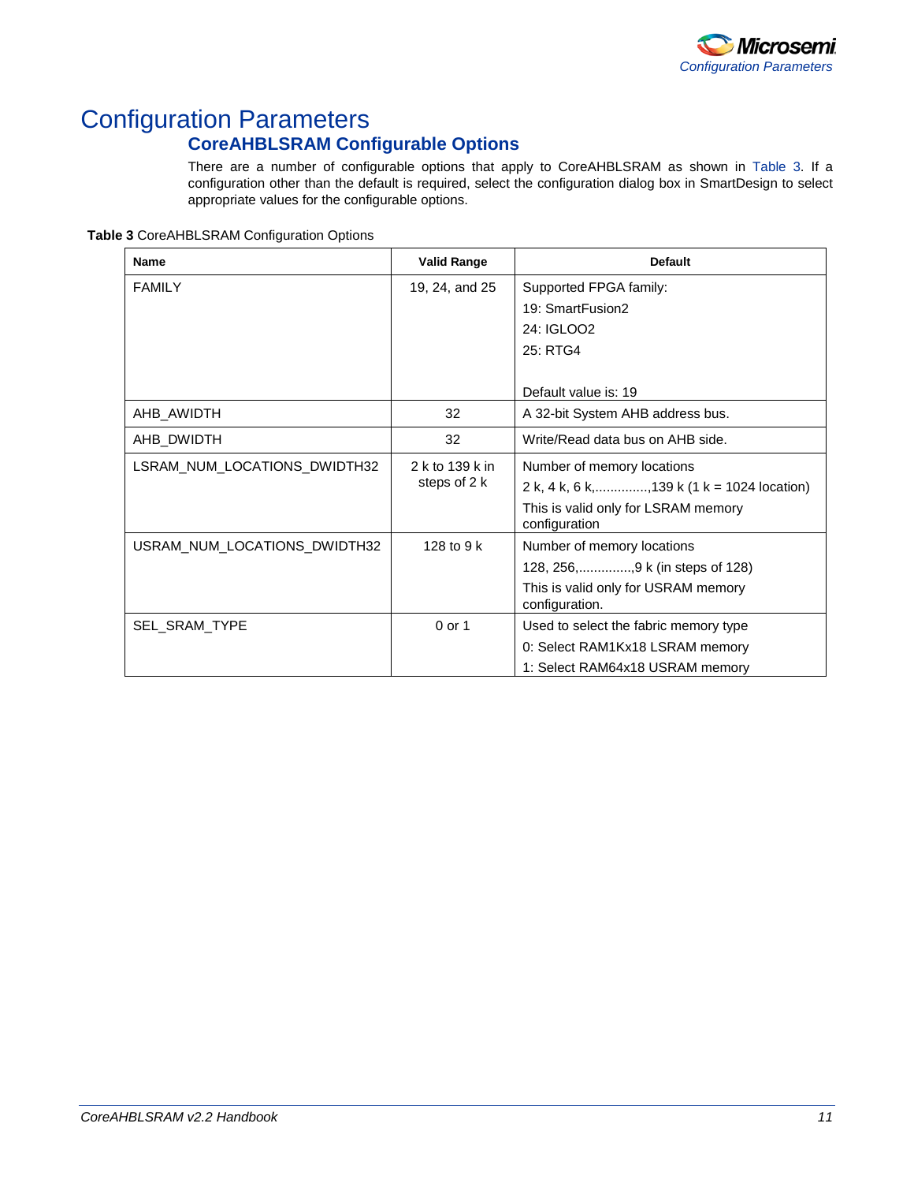# Configuration Parameters

## CoreAHBLSRAM Configurable Options

There are a number of configurable options that apply to CoreAHBLSRAM as shown in Table 3. If a configuration other than the default is required, select the configuration dialog box in SmartDesign to select appropriate values for the configurable options.

**Table 3** CoreAHBLSRAM Configuration Options

| Name | Valid Range | Default |
|---|---|---|
| FAMILY | 19, 24, and 25 | Supported FPGA family:<br>19: SmartFusion2<br>24: IGLOO2<br>25: RTG4<br><br>Default value is: 19 |
| AHB_AWIDTH | 32 | A 32-bit System AHB address bus. |
| AHB_DWIDTH | 32 | Write/Read data bus on AHB side. |
| LSRAM_NUM_LOCATIONS_DWIDTH32 | 2 k to 139 k in steps of 2 k | Number of memory locations<br>2 k, 4 k, 6 k,..............,139 k (1 k = 1024 location)<br>This is valid only for LSRAM memory configuration |
| USRAM_NUM_LOCATIONS_DWIDTH32 | 128 to 9 k | Number of memory locations<br>128, 256,..............,9 k (in steps of 128)<br>This is valid only for USRAM memory configuration. |
| SEL_SRAM_TYPE | 0 or 1 | Used to select the fabric memory type<br>0: Select RAM1Kx18 LSRAM memory<br>1: Select RAM64x18 USRAM memory |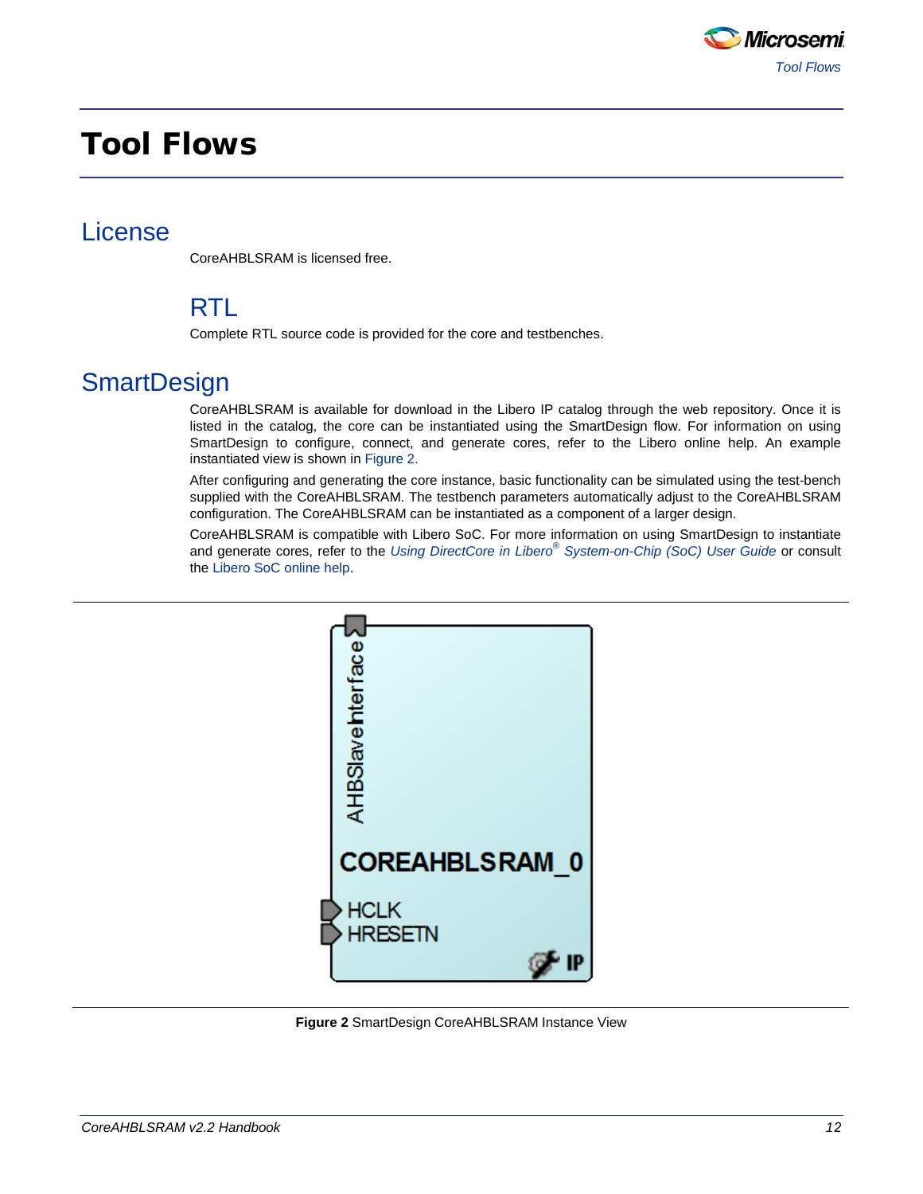# Tool Flows

## License

CoreAHBLSRAM is licensed free.

### RTL

Complete RTL source code is provided for the core and testbenches.

## SmartDesign

CoreAHBLSRAM is available for download in the Libero IP catalog through the web repository. Once it is listed in the catalog, the core can be instantiated using the SmartDesign flow. For information on using SmartDesign to configure, connect, and generate cores, refer to the Libero online help. An example instantiated view is shown in Figure 2.

After configuring and generating the core instance, basic functionality can be simulated using the test-bench supplied with the CoreAHBLSRAM. The testbench parameters automatically adjust to the CoreAHBLSRAM configuration. The CoreAHBLSRAM can be instantiated as a component of a larger design.

CoreAHBLSRAM is compatible with Libero SoC. For more information on using SmartDesign to instantiate and generate cores, refer to the *Using DirectCore in Libero® System-on-Chip (SoC) User Guide* or consult the Libero SoC online help.

**Figure 2** SmartDesign CoreAHBLSRAM Instance View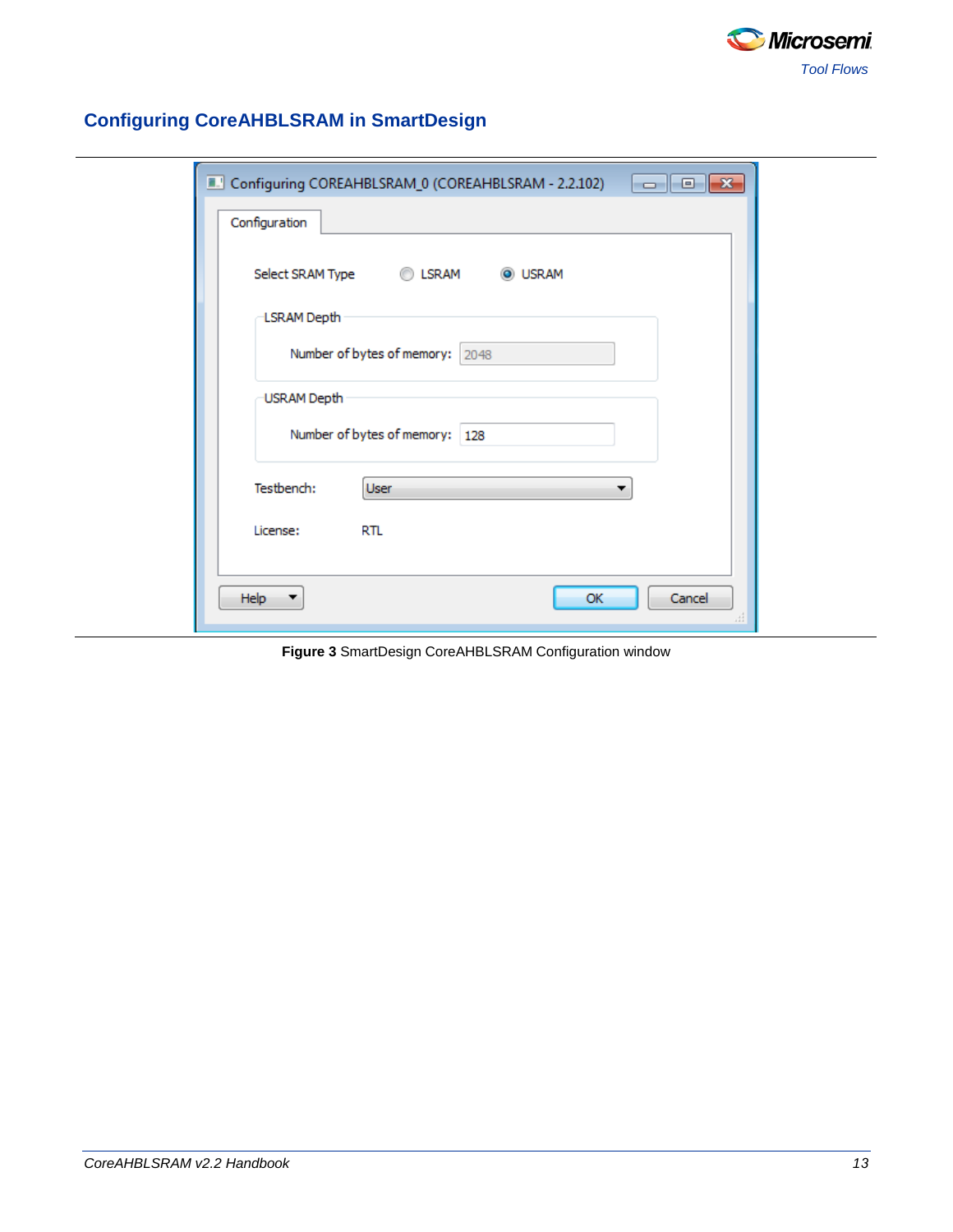## Configuring CoreAHBLSRAM in SmartDesign

**Figure 3** SmartDesign CoreAHBLSRAM Configuration window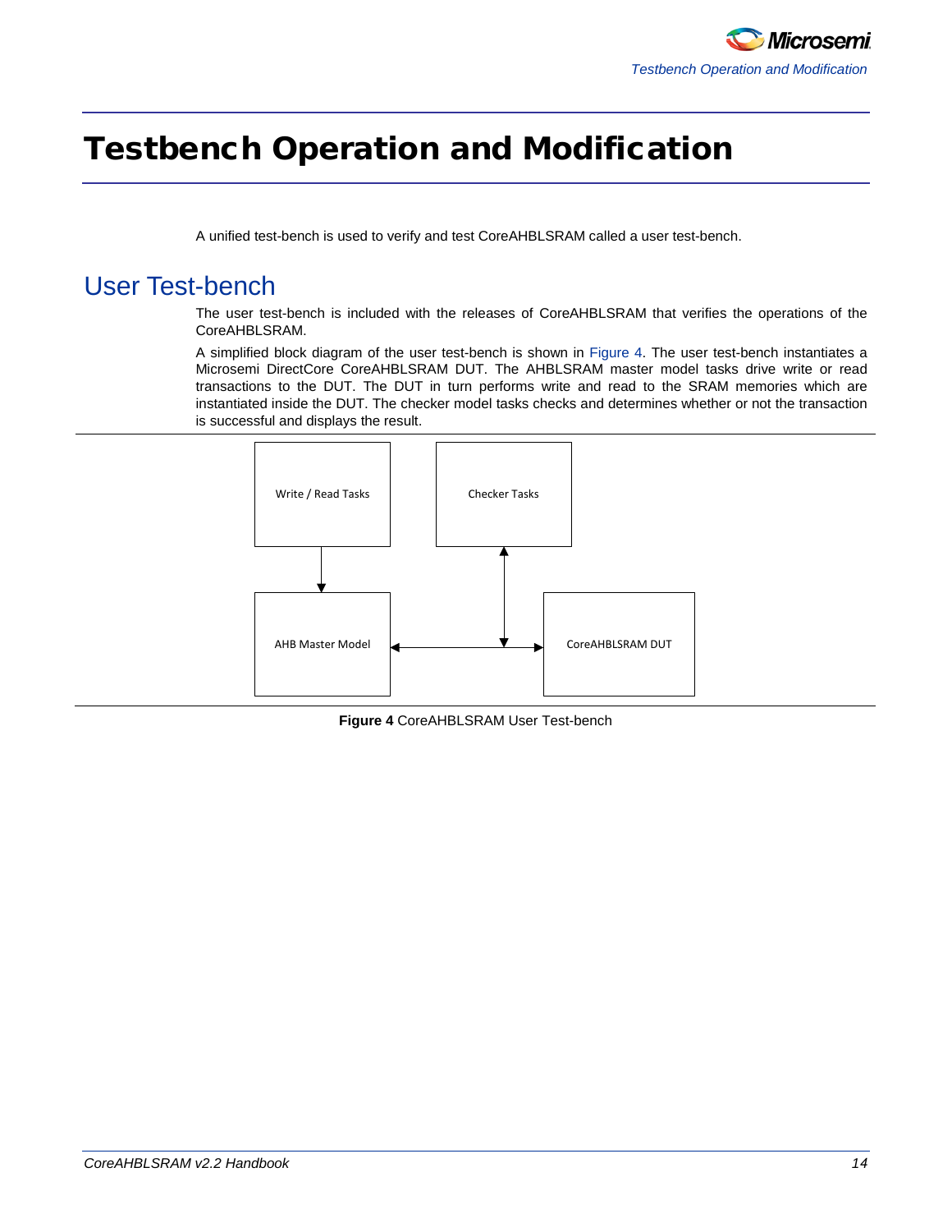# Testbench Operation and Modification

A unified test-bench is used to verify and test CoreAHBLSRAM called a user test-bench.

## User Test-bench

The user test-bench is included with the releases of CoreAHBLSRAM that verifies the operations of the CoreAHBLSRAM.

A simplified block diagram of the user test-bench is shown in Figure 4. The user test-bench instantiates a Microsemi DirectCore CoreAHBLSRAM DUT. The AHBLSRAM master model tasks drive write or read transactions to the DUT. The DUT in turn performs write and read to the SRAM memories which are instantiated inside the DUT. The checker model tasks checks and determines whether or not the transaction is successful and displays the result.

Write / Read Tasks

Checker Tasks

AHB Master Model

CoreAHBLSRAM DUT

**Figure 4** CoreAHBLSRAM User Test-bench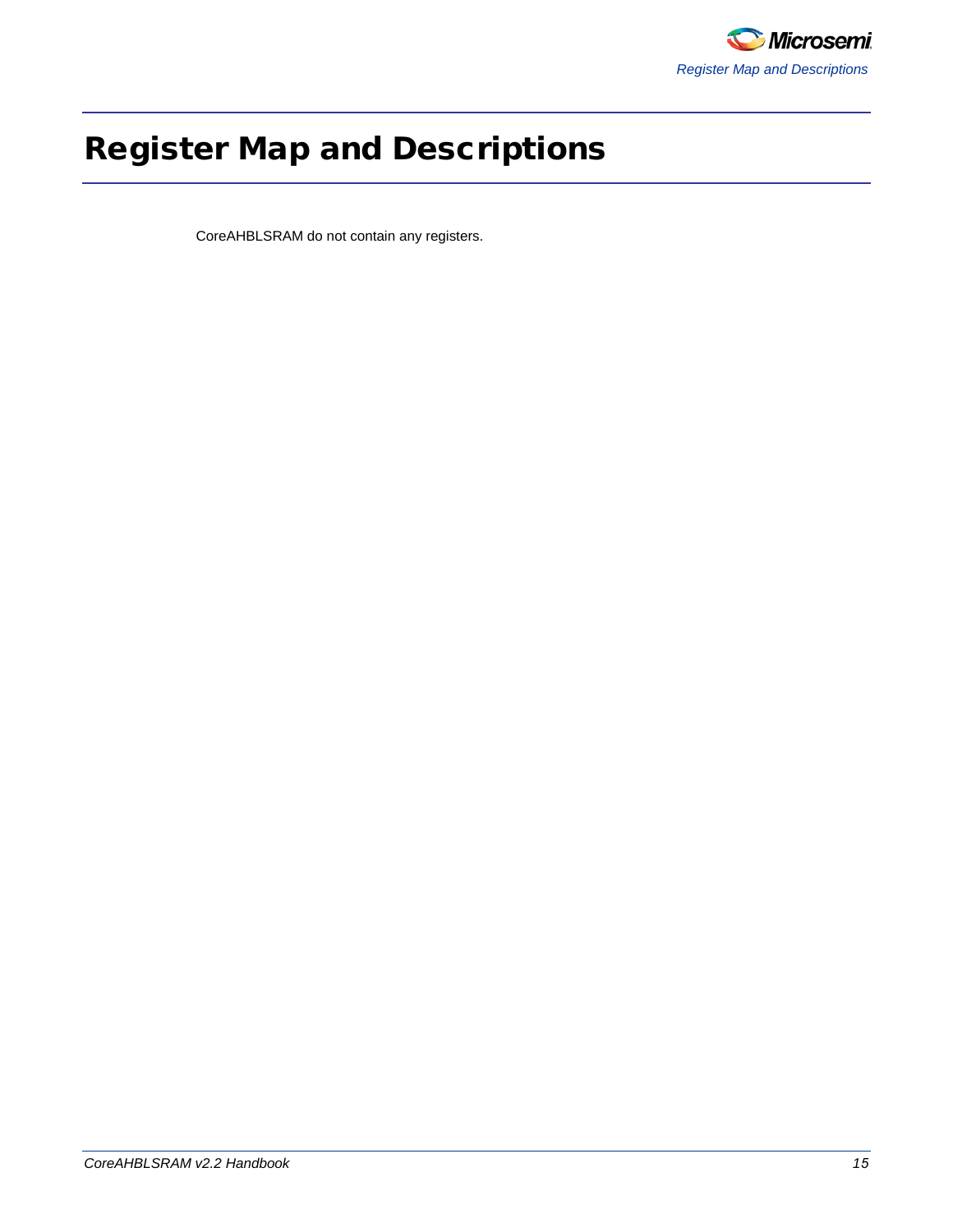# Register Map and Descriptions

CoreAHBLSRAM do not contain any registers.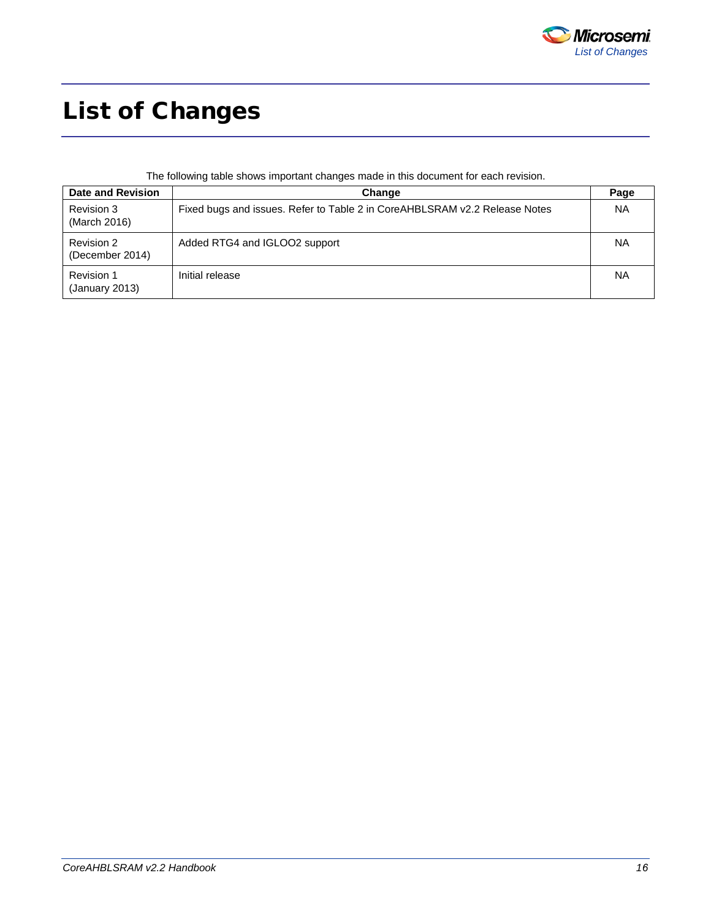# List of Changes

The following table shows important changes made in this document for each revision.

| Date and Revision | Change | Page |
|---|---|---|
| Revision 3 (March 2016) | Fixed bugs and issues. Refer to Table 2 in CoreAHBLSRAM v2.2 Release Notes | NA |
| Revision 2 (December 2014) | Added RTG4 and IGLOO2 support | NA |
| Revision 1 (January 2013) | Initial release | NA |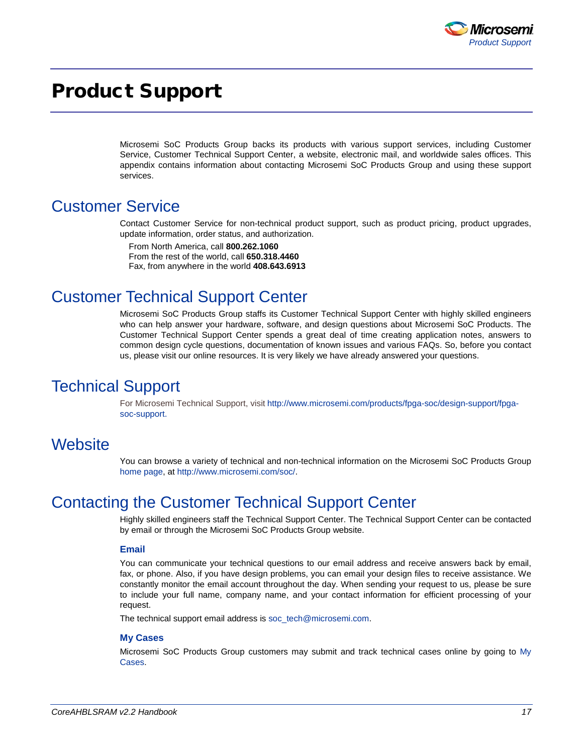# Product Support

Microsemi SoC Products Group backs its products with various support services, including Customer Service, Customer Technical Support Center, a website, electronic mail, and worldwide sales offices. This appendix contains information about contacting Microsemi SoC Products Group and using these support services.

## Customer Service

Contact Customer Service for non-technical product support, such as product pricing, product upgrades, update information, order status, and authorization.

From North America, call **800.262.1060**
From the rest of the world, call **650.318.4460**
Fax, from anywhere in the world **408.643.6913**

## Customer Technical Support Center

Microsemi SoC Products Group staffs its Customer Technical Support Center with highly skilled engineers who can help answer your hardware, software, and design questions about Microsemi SoC Products. The Customer Technical Support Center spends a great deal of time creating application notes, answers to common design cycle questions, documentation of known issues and various FAQs. So, before you contact us, please visit our online resources. It is very likely we have already answered your questions.

## Technical Support

For Microsemi Technical Support, visit http://www.microsemi.com/products/fpga-soc/design-support/fpga-soc-support.

## Website

You can browse a variety of technical and non-technical information on the Microsemi SoC Products Group home page, at http://www.microsemi.com/soc/.

## Contacting the Customer Technical Support Center

Highly skilled engineers staff the Technical Support Center. The Technical Support Center can be contacted by email or through the Microsemi SoC Products Group website.

### Email

You can communicate your technical questions to our email address and receive answers back by email, fax, or phone. Also, if you have design problems, you can email your design files to receive assistance. We constantly monitor the email account throughout the day. When sending your request to us, please be sure to include your full name, company name, and your contact information for efficient processing of your request.

The technical support email address is soc_tech@microsemi.com.

### My Cases

Microsemi SoC Products Group customers may submit and track technical cases online by going to My Cases.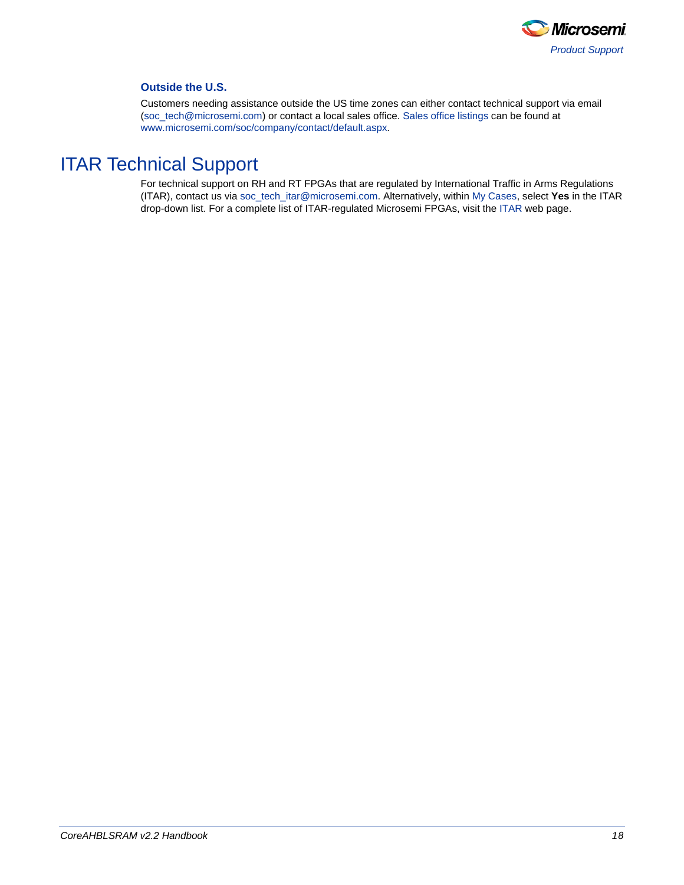### Outside the U.S.

Customers needing assistance outside the US time zones can either contact technical support via email (soc_tech@microsemi.com) or contact a local sales office. Sales office listings can be found at www.microsemi.com/soc/company/contact/default.aspx.

## ITAR Technical Support

For technical support on RH and RT FPGAs that are regulated by International Traffic in Arms Regulations (ITAR), contact us via soc_tech_itar@microsemi.com. Alternatively, within My Cases, select **Yes** in the ITAR drop-down list. For a complete list of ITAR-regulated Microsemi FPGAs, visit the ITAR web page.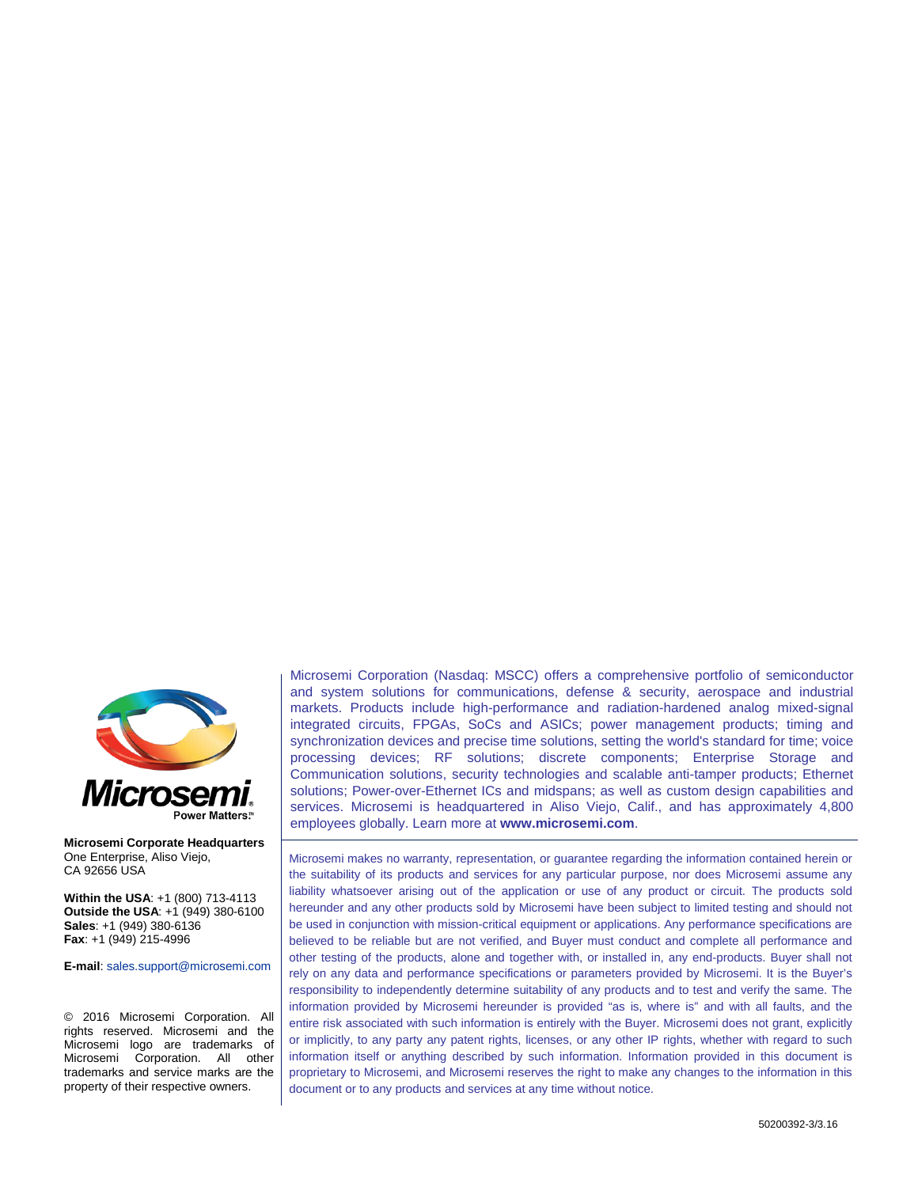**Microsemi Corporate Headquarters**
One Enterprise, Aliso Viejo,
CA 92656 USA

**Within the USA**: +1 (800) 713-4113
**Outside the USA**: +1 (949) 380-6100
**Sales**: +1 (949) 380-6136
**Fax**: +1 (949) 215-4996

**E-mail**: sales.support@microsemi.com

© 2016 Microsemi Corporation. All rights reserved. Microsemi and the Microsemi logo are trademarks of Microsemi Corporation. All other trademarks and service marks are the property of their respective owners.

Microsemi Corporation (Nasdaq: MSCC) offers a comprehensive portfolio of semiconductor and system solutions for communications, defense & security, aerospace and industrial markets. Products include high-performance and radiation-hardened analog mixed-signal integrated circuits, FPGAs, SoCs and ASICs; power management products; timing and synchronization devices and precise time solutions, setting the world's standard for time; voice processing devices; RF solutions; discrete components; Enterprise Storage and Communication solutions, security technologies and scalable anti-tamper products; Ethernet solutions; Power-over-Ethernet ICs and midspans; as well as custom design capabilities and services. Microsemi is headquartered in Aliso Viejo, Calif., and has approximately 4,800 employees globally. Learn more at **www.microsemi.com**.

Microsemi makes no warranty, representation, or guarantee regarding the information contained herein or the suitability of its products and services for any particular purpose, nor does Microsemi assume any liability whatsoever arising out of the application or use of any product or circuit. The products sold hereunder and any other products sold by Microsemi have been subject to limited testing and should not be used in conjunction with mission-critical equipment or applications. Any performance specifications are believed to be reliable but are not verified, and Buyer must conduct and complete all performance and other testing of the products, alone and together with, or installed in, any end-products. Buyer shall not rely on any data and performance specifications or parameters provided by Microsemi. It is the Buyer's responsibility to independently determine suitability of any products and to test and verify the same. The information provided by Microsemi hereunder is provided "as is, where is" and with all faults, and the entire risk associated with such information is entirely with the Buyer. Microsemi does not grant, explicitly or implicitly, to any party any patent rights, licenses, or any other IP rights, whether with regard to such information itself or anything described by such information. Information provided in this document is proprietary to Microsemi, and Microsemi reserves the right to make any changes to the information in this document or to any products and services at any time without notice.

50200392-3/3.16